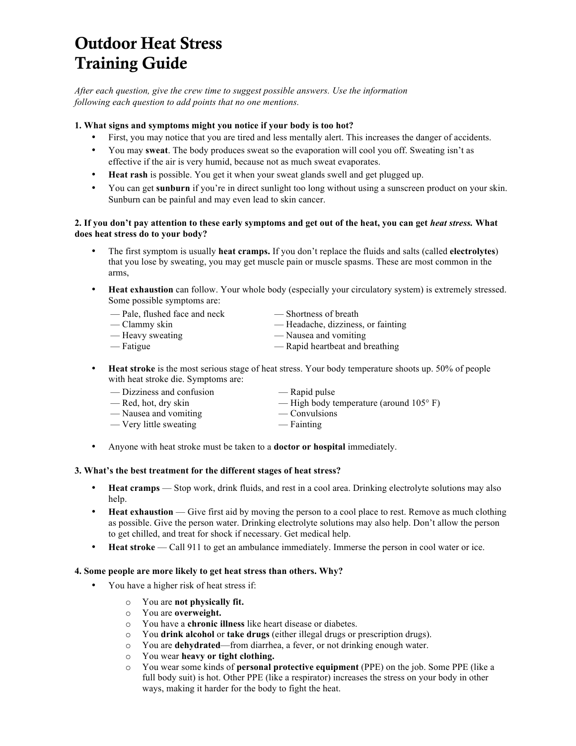# Outdoor Heat Stress Training Guide

*After each question, give the crew time to suggest possible answers. Use the information following each question to add points that no one mentions.*

**1. What signs and symptoms might you notice if your body is too hot?**

- First, you may notice that you are tired and less mentally alert. This increases the danger of accidents.
- You may **sweat**. The body produces sweat so the evaporation will cool you off. Sweating isn't as effective if the air is very humid, because not as much sweat evaporates.
- **Heat rash** is possible. You get it when your sweat glands swell and get plugged up.
- You can get **sunburn** if you're in direct sunlight too long without using a sunscreen product on your skin. Sunburn can be painful and may even lead to skin cancer.

**2. If you don't pay attention to these early symptoms and get out of the heat, you can get *heat stress.* What does heat stress do to your body?**

- The first symptom is usually **heat cramps.** If you don't replace the fluids and salts (called **electrolytes**) that you lose by sweating, you may get muscle pain or muscle spasms. These are most common in the arms,
- **Heat exhaustion** can follow. Your whole body (especially your circulatory system) is extremely stressed. Some possible symptoms are:
  - — Pale, flushed face and neck
  - — Clammy skin
  - — Heavy sweating
  - — Fatigue
  - — Shortness of breath
  - — Headache, dizziness, or fainting
  - — Nausea and vomiting
  - — Rapid heartbeat and breathing
- **Heat stroke** is the most serious stage of heat stress. Your body temperature shoots up. 50% of people with heat stroke die. Symptoms are:
  - — Dizziness and confusion
  - — Red, hot, dry skin
  - — Nausea and vomiting
  - — Very little sweating
  - — Rapid pulse
  - — High body temperature (around 105° F)
  - — Convulsions
  - — Fainting
- Anyone with heat stroke must be taken to a **doctor or hospital** immediately.

**3. What's the best treatment for the different stages of heat stress?**

- **Heat cramps** — Stop work, drink fluids, and rest in a cool area. Drinking electrolyte solutions may also help.
- **Heat exhaustion** — Give first aid by moving the person to a cool place to rest. Remove as much clothing as possible. Give the person water. Drinking electrolyte solutions may also help. Don't allow the person to get chilled, and treat for shock if necessary. Get medical help.
- **Heat stroke** — Call 911 to get an ambulance immediately. Immerse the person in cool water or ice.

**4. Some people are more likely to get heat stress than others. Why?**

- You have a higher risk of heat stress if:
  - You are **not physically fit.**
  - You are **overweight.**
  - You have a **chronic illness** like heart disease or diabetes.
  - You **drink alcohol** or **take drugs** (either illegal drugs or prescription drugs).
  - You are **dehydrated**—from diarrhea, a fever, or not drinking enough water.
  - You wear **heavy or tight clothing.**
  - You wear some kinds of **personal protective equipment** (PPE) on the job. Some PPE (like a full body suit) is hot. Other PPE (like a respirator) increases the stress on your body in other ways, making it harder for the body to fight the heat.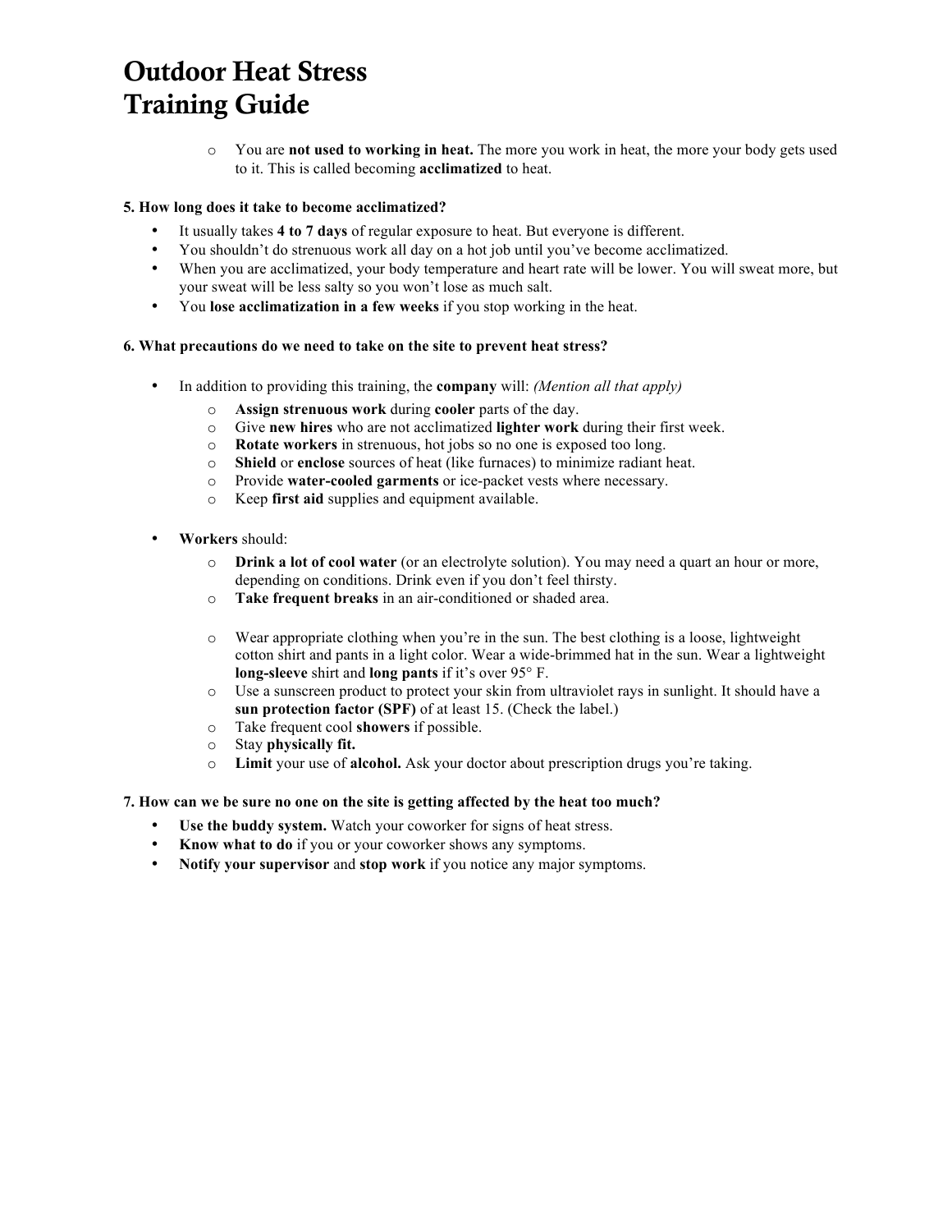# Outdoor Heat Stress Training Guide

- You are **not used to working in heat.** The more you work in heat, the more your body gets used to it. This is called becoming **acclimatized** to heat.

**5. How long does it take to become acclimatized?**

- It usually takes **4 to 7 days** of regular exposure to heat. But everyone is different.
- You shouldn't do strenuous work all day on a hot job until you've become acclimatized.
- When you are acclimatized, your body temperature and heart rate will be lower. You will sweat more, but your sweat will be less salty so you won't lose as much salt.
- You **lose acclimatization in a few weeks** if you stop working in the heat.

**6. What precautions do we need to take on the site to prevent heat stress?**

- In addition to providing this training, the **company** will: *(Mention all that apply)*
  - **Assign strenuous work** during **cooler** parts of the day.
  - Give **new hires** who are not acclimatized **lighter work** during their first week.
  - **Rotate workers** in strenuous, hot jobs so no one is exposed too long.
  - **Shield** or **enclose** sources of heat (like furnaces) to minimize radiant heat.
  - Provide **water-cooled garments** or ice-packet vests where necessary.
  - Keep **first aid** supplies and equipment available.

- **Workers** should:
  - **Drink a lot of cool water** (or an electrolyte solution). You may need a quart an hour or more, depending on conditions. Drink even if you don't feel thirsty.
  - **Take frequent breaks** in an air-conditioned or shaded area.
  - Wear appropriate clothing when you're in the sun. The best clothing is a loose, lightweight cotton shirt and pants in a light color. Wear a wide-brimmed hat in the sun. Wear a lightweight **long-sleeve** shirt and **long pants** if it's over 95° F.
  - Use a sunscreen product to protect your skin from ultraviolet rays in sunlight. It should have a **sun protection factor (SPF)** of at least 15. (Check the label.)
  - Take frequent cool **showers** if possible.
  - Stay **physically fit.**
  - **Limit** your use of **alcohol.** Ask your doctor about prescription drugs you're taking.

**7. How can we be sure no one on the site is getting affected by the heat too much?**

- **Use the buddy system.** Watch your coworker for signs of heat stress.
- **Know what to do** if you or your coworker shows any symptoms.
- **Notify your supervisor** and **stop work** if you notice any major symptoms.